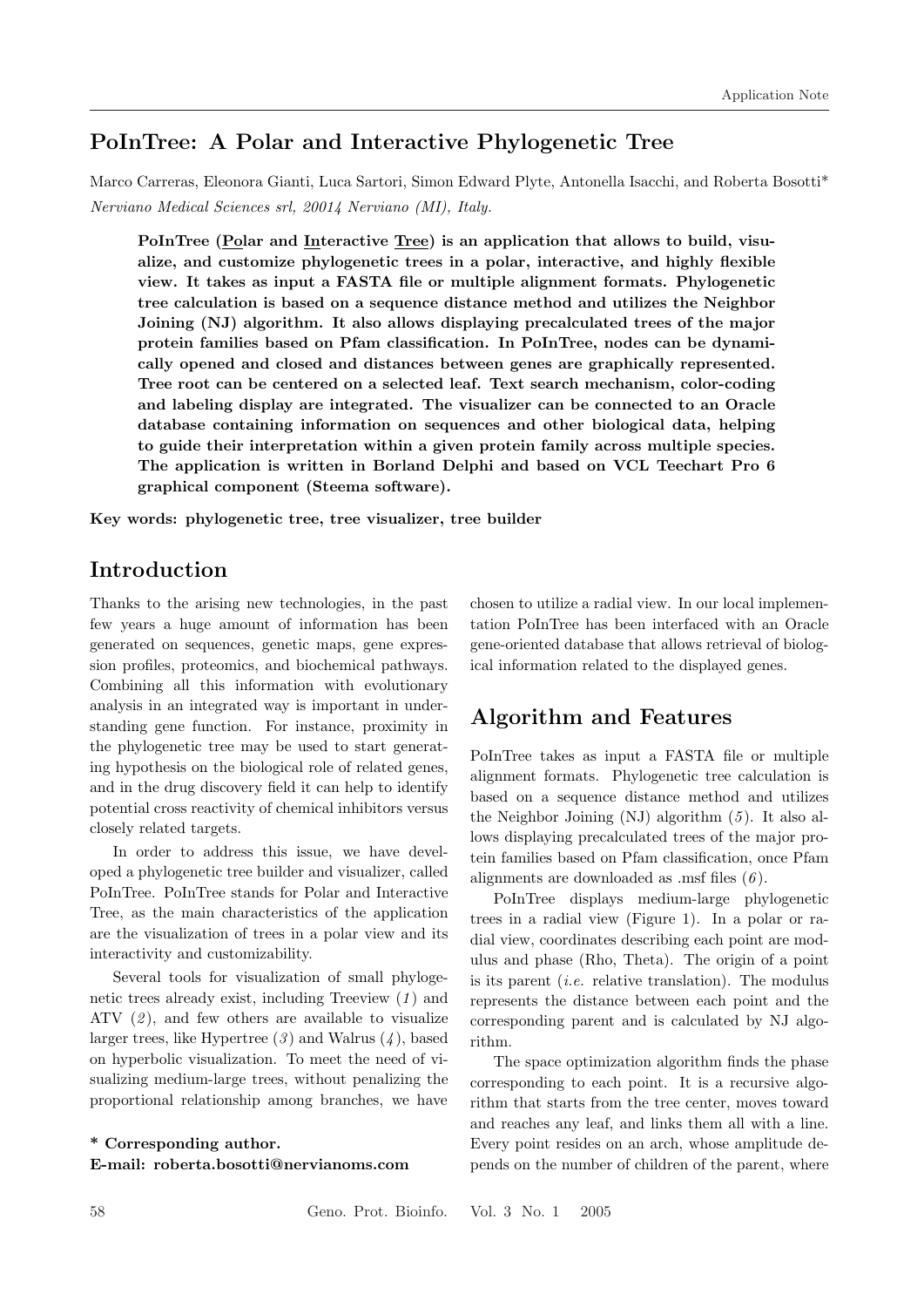# PoInTree: A Polar and Interactive Phylogenetic Tree

Marco Carreras, Eleonora Gianti, Luca Sartori, Simon Edward Plyte, Antonella Isacchi, and Roberta Bosotti*

*Nerviano Medical Sciences srl, 20014 Nerviano (MI), Italy.*

**PoInTree (Polar and Interactive Tree) is an application that allows to build, visualize, and customize phylogenetic trees in a polar, interactive, and highly flexible view. It takes as input a FASTA file or multiple alignment formats. Phylogenetic tree calculation is based on a sequence distance method and utilizes the Neighbor Joining (NJ) algorithm. It also allows displaying precalculated trees of the major protein families based on Pfam classification. In PoInTree, nodes can be dynamically opened and closed and distances between genes are graphically represented. Tree root can be centered on a selected leaf. Text search mechanism, color-coding and labeling display are integrated. The visualizer can be connected to an Oracle database containing information on sequences and other biological data, helping to guide their interpretation within a given protein family across multiple species. The application is written in Borland Delphi and based on VCL Teechart Pro 6 graphical component (Steema software).**

**Key words: phylogenetic tree, tree visualizer, tree builder**

## Introduction

Thanks to the arising new technologies, in the past few years a huge amount of information has been generated on sequences, genetic maps, gene expression profiles, proteomics, and biochemical pathways. Combining all this information with evolutionary analysis in an integrated way is important in understanding gene function. For instance, proximity in the phylogenetic tree may be used to start generating hypothesis on the biological role of related genes, and in the drug discovery field it can help to identify potential cross reactivity of chemical inhibitors versus closely related targets.

In order to address this issue, we have developed a phylogenetic tree builder and visualizer, called PoInTree. PoInTree stands for Polar and Interactive Tree, as the main characteristics of the application are the visualization of trees in a polar view and its interactivity and customizability.

Several tools for visualization of small phylogenetic trees already exist, including Treeview (*1*) and ATV (*2*), and few others are available to visualize larger trees, like Hypertree (*3*) and Walrus (*4*), based on hyperbolic visualization. To meet the need of visualizing medium-large trees, without penalizing the proportional relationship among branches, we have chosen to utilize a radial view. In our local implementation PoInTree has been interfaced with an Oracle gene-oriented database that allows retrieval of biological information related to the displayed genes.

**\* Corresponding author.**
**E-mail: roberta.bosotti@nervianoms.com**

## Algorithm and Features

PoInTree takes as input a FASTA file or multiple alignment formats. Phylogenetic tree calculation is based on a sequence distance method and utilizes the Neighbor Joining (NJ) algorithm (*5*). It also allows displaying precalculated trees of the major protein families based on Pfam classification, once Pfam alignments are downloaded as .msf files (*6*).

PoInTree displays medium-large phylogenetic trees in a radial view (Figure 1). In a polar or radial view, coordinates describing each point are modulus and phase (Rho, Theta). The origin of a point is its parent (*i.e.* relative translation). The modulus represents the distance between each point and the corresponding parent and is calculated by NJ algorithm.

The space optimization algorithm finds the phase corresponding to each point. It is a recursive algorithm that starts from the tree center, moves toward and reaches any leaf, and links them all with a line. Every point resides on an arch, whose amplitude depends on the number of children of the parent, where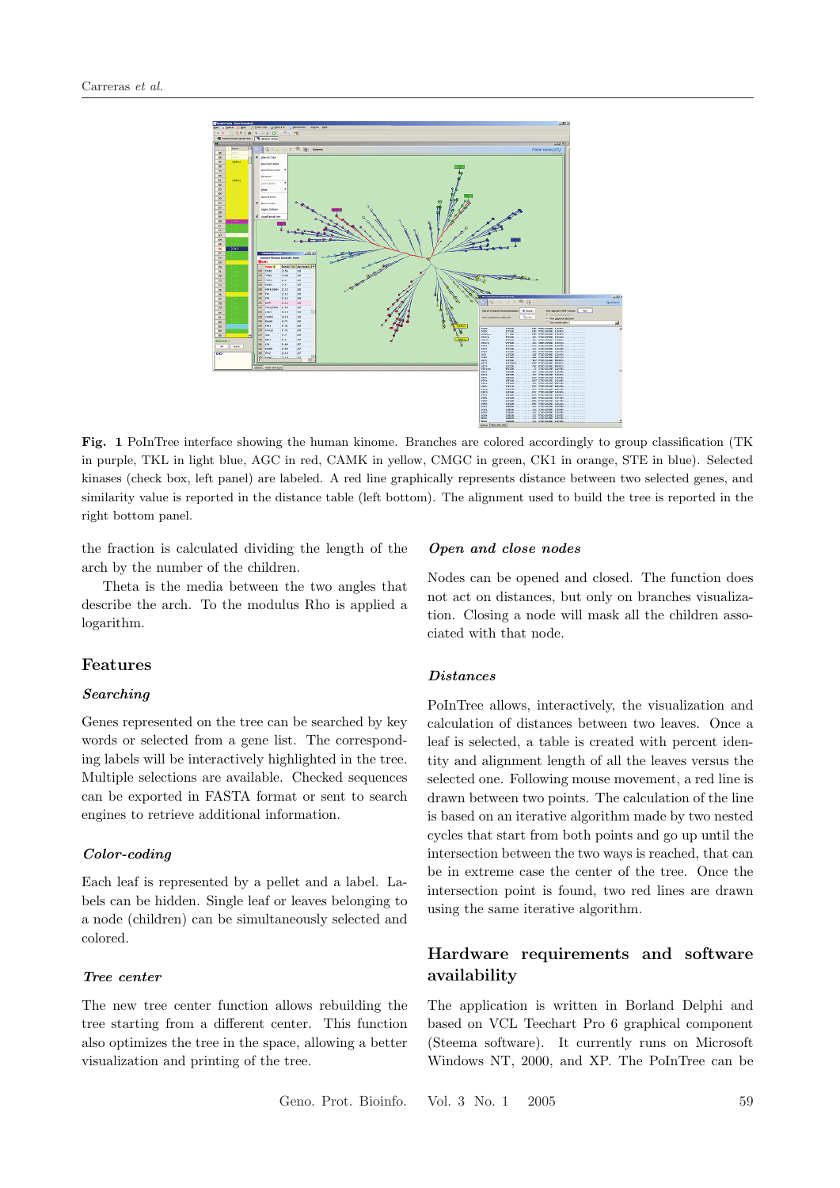**Fig. 1** PoInTree interface showing the human kinome. Branches are colored accordingly to group classification (TK in purple, TKL in light blue, AGC in red, CAMK in yellow, CMGC in green, CK1 in orange, STE in blue). Selected kinases (check box, left panel) are labeled. A red line graphically represents distance between two selected genes, and similarity value is reported in the distance table (left bottom). The alignment used to build the tree is reported in the right bottom panel.

the fraction is calculated dividing the length of the arch by the number of the children.

Theta is the media between the two angles that describe the arch. To the modulus Rho is applied a logarithm.

## Features

### *Searching*

Genes represented on the tree can be searched by key words or selected from a gene list. The corresponding labels will be interactively highlighted in the tree. Multiple selections are available. Checked sequences can be exported in FASTA format or sent to search engines to retrieve additional information.

### *Color-coding*

Each leaf is represented by a pellet and a label. Labels can be hidden. Single leaf or leaves belonging to a node (children) can be simultaneously selected and colored.

### *Tree center*

The new tree center function allows rebuilding the tree starting from a different center. This function also optimizes the tree in the space, allowing a better visualization and printing of the tree.

### *Open and close nodes*

Nodes can be opened and closed. The function does not act on distances, but only on branches visualization. Closing a node will mask all the children associated with that node.

### *Distances*

PoInTree allows, interactively, the visualization and calculation of distances between two leaves. Once a leaf is selected, a table is created with percent identity and alignment length of all the leaves versus the selected one. Following mouse movement, a red line is drawn between two points. The calculation of the line is based on an iterative algorithm made by two nested cycles that start from both points and go up until the intersection between the two ways is reached, that can be in extreme case the center of the tree. Once the intersection point is found, two red lines are drawn using the same iterative algorithm.

## Hardware requirements and software availability

The application is written in Borland Delphi and based on VCL Teechart Pro 6 graphical component (Steema software). It currently runs on Microsoft Windows NT, 2000, and XP. The PoInTree can be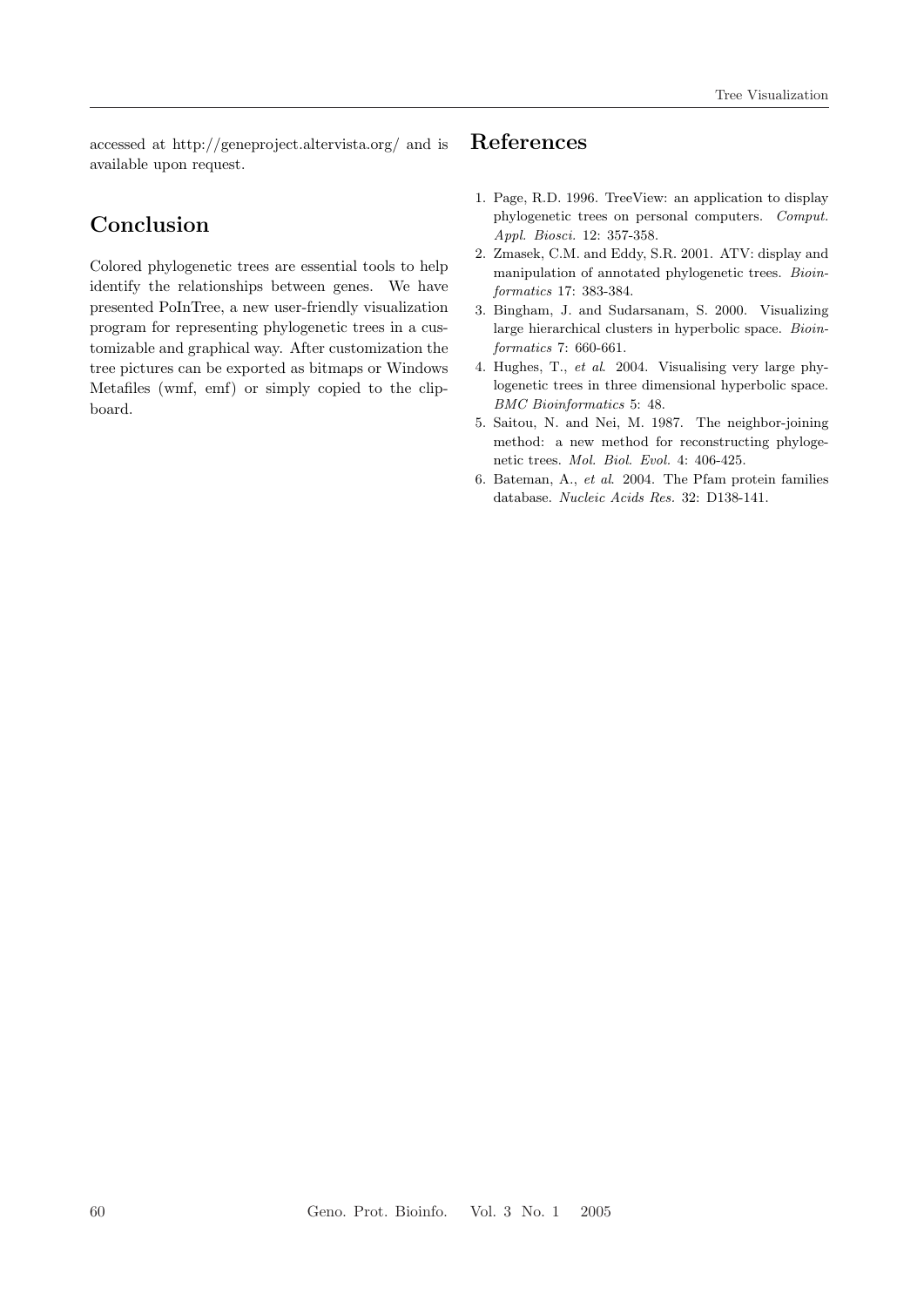accessed at http://geneproject.altervista.org/ and is available upon request.

## Conclusion

Colored phylogenetic trees are essential tools to help identify the relationships between genes. We have presented PoInTree, a new user-friendly visualization program for representing phylogenetic trees in a customizable and graphical way. After customization the tree pictures can be exported as bitmaps or Windows Metafiles (wmf, emf) or simply copied to the clipboard.

## References

1. Page, R.D. 1996. TreeView: an application to display phylogenetic trees on personal computers. *Comput. Appl. Biosci.* 12: 357-358.
2. Zmasek, C.M. and Eddy, S.R. 2001. ATV: display and manipulation of annotated phylogenetic trees. *Bioinformatics* 17: 383-384.
3. Bingham, J. and Sudarsanam, S. 2000. Visualizing large hierarchical clusters in hyperbolic space. *Bioinformatics* 7: 660-661.
4. Hughes, T., *et al*. 2004. Visualising very large phylogenetic trees in three dimensional hyperbolic space. *BMC Bioinformatics* 5: 48.
5. Saitou, N. and Nei, M. 1987. The neighbor-joining method: a new method for reconstructing phylogenetic trees. *Mol. Biol. Evol.* 4: 406-425.
6. Bateman, A., *et al*. 2004. The Pfam protein families database. *Nucleic Acids Res.* 32: D138-141.